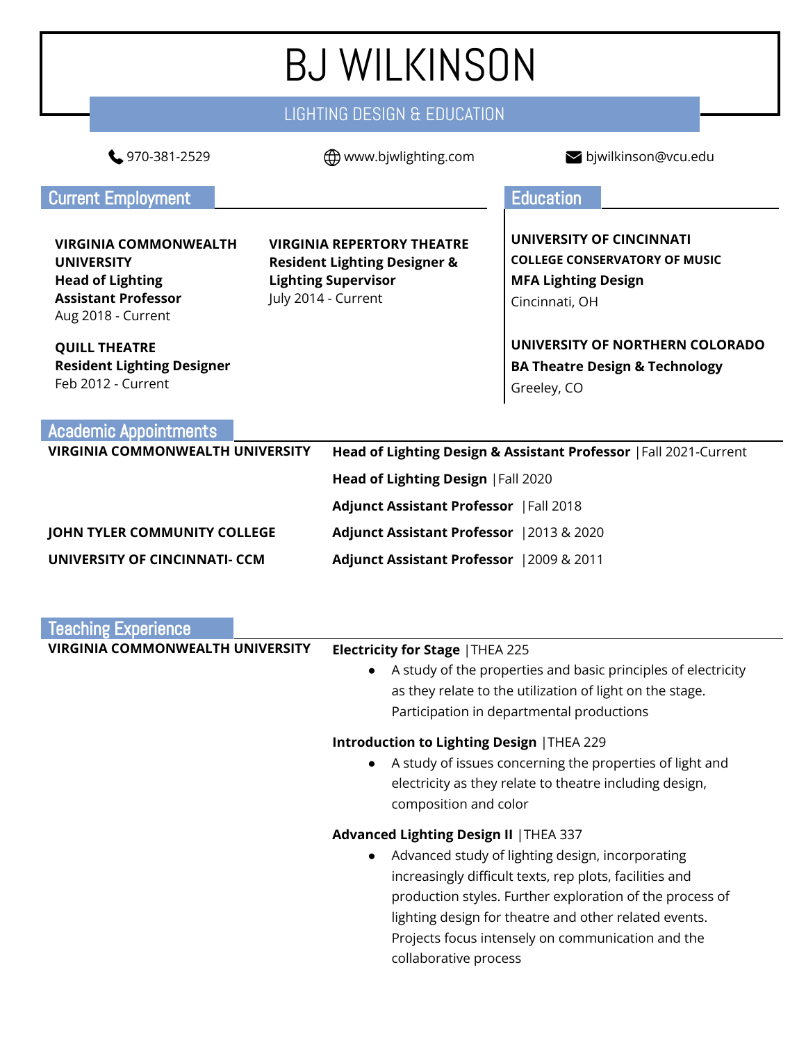# BJ WILKINSON

LIGHTING DESIGN & EDUCATION

970-381-2529 | www.bjwlighting.com | bjwilkinson@vcu.edu

## Current Employment

**VIRGINIA COMMONWEALTH UNIVERSITY**
**Head of Lighting**
**Assistant Professor**
Aug 2018 - Current

**QUILL THEATRE**
**Resident Lighting Designer**
Feb 2012 - Current

**VIRGINIA REPERTORY THEATRE**
**Resident Lighting Designer & Lighting Supervisor**
July 2014 - Current

## Education

**UNIVERSITY OF CINCINNATI**
**COLLEGE CONSERVATORY OF MUSIC**
**MFA Lighting Design**
Cincinnati, OH

**UNIVERSITY OF NORTHERN COLORADO**
**BA Theatre Design & Technology**
Greeley, CO

## Academic Appointments

| | |
|---|---|
| **VIRGINIA COMMONWEALTH UNIVERSITY** | **Head of Lighting Design & Assistant Professor** \|Fall 2021-Current |
| | **Head of Lighting Design** \|Fall 2020 |
| | **Adjunct Assistant Professor** \|Fall 2018 |
| **JOHN TYLER COMMUNITY COLLEGE** | **Adjunct Assistant Professor** \|2013 & 2020 |
| **UNIVERSITY OF CINCINNATI- CCM** | **Adjunct Assistant Professor** \|2009 & 2011 |

## Teaching Experience

**VIRGINIA COMMONWEALTH UNIVERSITY**

**Electricity for Stage** |THEA 225

- A study of the properties and basic principles of electricity as they relate to the utilization of light on the stage. Participation in departmental productions

**Introduction to Lighting Design** |THEA 229

- A study of issues concerning the properties of light and electricity as they relate to theatre including design, composition and color

**Advanced Lighting Design II** |THEA 337

- Advanced study of lighting design, incorporating increasingly difficult texts, rep plots, facilities and production styles. Further exploration of the process of lighting design for theatre and other related events. Projects focus intensely on communication and the collaborative process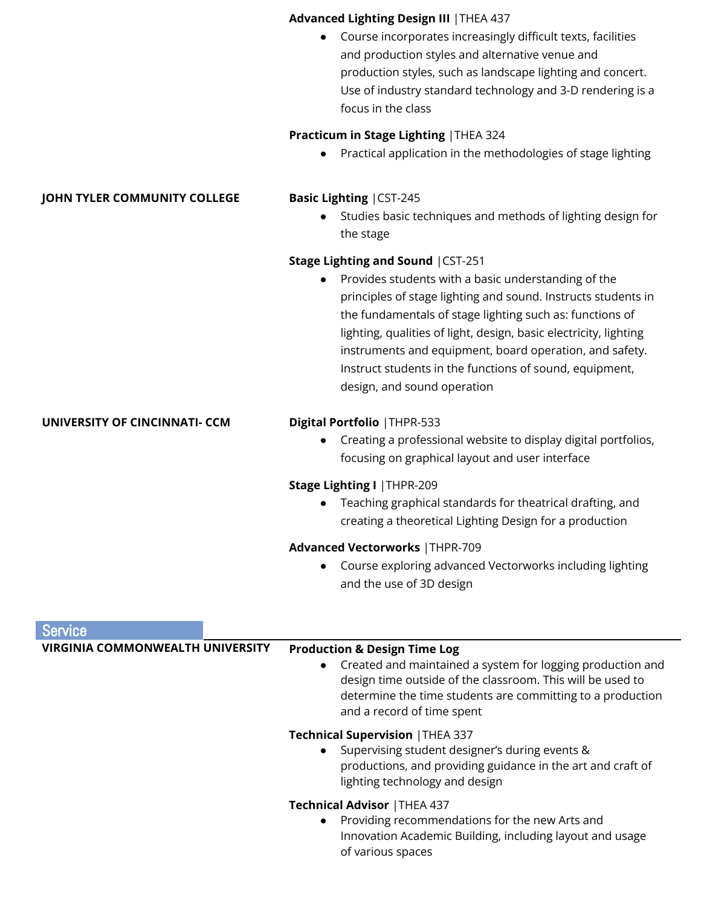**Advanced Lighting Design III** |THEA 437

- Course incorporates increasingly difficult texts, facilities and production styles and alternative venue and production styles, such as landscape lighting and concert. Use of industry standard technology and 3-D rendering is a focus in the class

**Practicum in Stage Lighting** |THEA 324

- Practical application in the methodologies of stage lighting

**JOHN TYLER COMMUNITY COLLEGE**

**Basic Lighting** |CST-245

- Studies basic techniques and methods of lighting design for the stage

**Stage Lighting and Sound** |CST-251

- Provides students with a basic understanding of the principles of stage lighting and sound. Instructs students in the fundamentals of stage lighting such as: functions of lighting, qualities of light, design, basic electricity, lighting instruments and equipment, board operation, and safety. Instruct students in the functions of sound, equipment, design, and sound operation

**UNIVERSITY OF CINCINNATI- CCM**

**Digital Portfolio** |THPR-533

- Creating a professional website to display digital portfolios, focusing on graphical layout and user interface

**Stage Lighting I** |THPR-209

- Teaching graphical standards for theatrical drafting, and creating a theoretical Lighting Design for a production

**Advanced Vectorworks** |THPR-709

- Course exploring advanced Vectorworks including lighting and the use of 3D design

## Service

**VIRGINIA COMMONWEALTH UNIVERSITY**

**Production & Design Time Log**

- Created and maintained a system for logging production and design time outside of the classroom. This will be used to determine the time students are committing to a production and a record of time spent

**Technical Supervision** |THEA 337

- Supervising student designer's during events & productions, and providing guidance in the art and craft of lighting technology and design

**Technical Advisor** |THEA 437

- Providing recommendations for the new Arts and Innovation Academic Building, including layout and usage of various spaces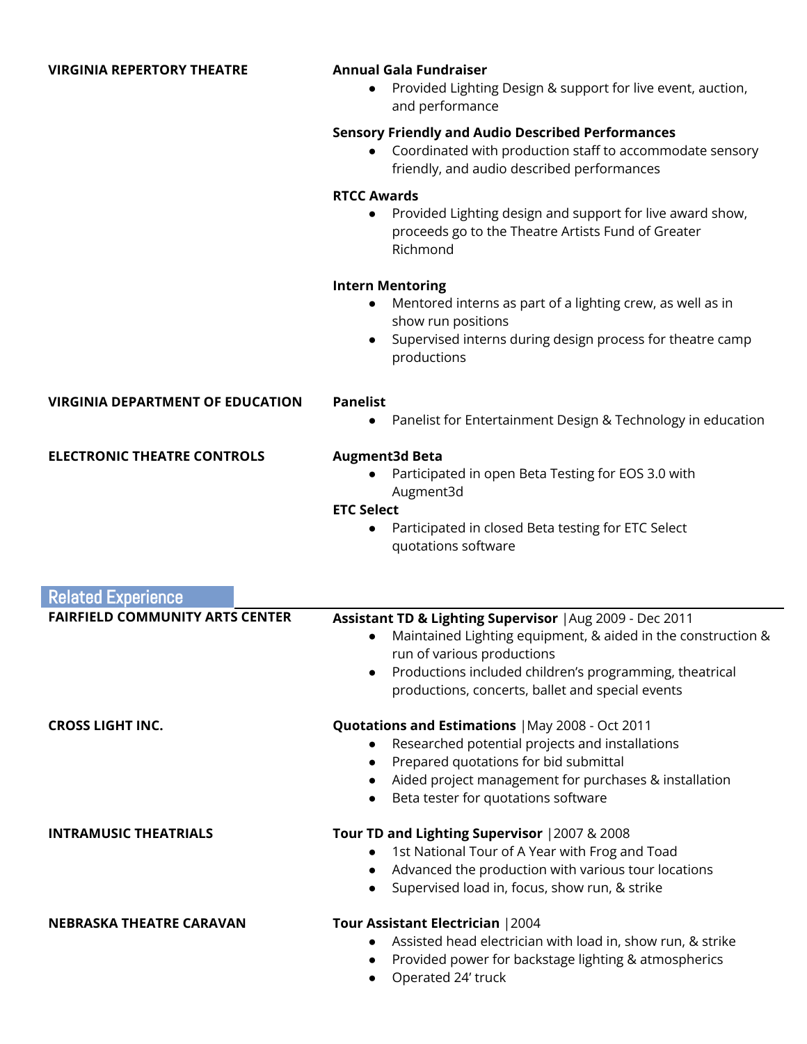**VIRGINIA REPERTORY THEATRE**

**Annual Gala Fundraiser**

- Provided Lighting Design & support for live event, auction, and performance

**Sensory Friendly and Audio Described Performances**

- Coordinated with production staff to accommodate sensory friendly, and audio described performances

**RTCC Awards**

- Provided Lighting design and support for live award show, proceeds go to the Theatre Artists Fund of Greater Richmond

**Intern Mentoring**

- Mentored interns as part of a lighting crew, as well as in show run positions
- Supervised interns during design process for theatre camp productions

**VIRGINIA DEPARTMENT OF EDUCATION**

**Panelist**

- Panelist for Entertainment Design & Technology in education

**ELECTRONIC THEATRE CONTROLS**

**Augment3d Beta**

- Participated in open Beta Testing for EOS 3.0 with Augment3d

**ETC Select**

- Participated in closed Beta testing for ETC Select quotations software

## Related Experience

**FAIRFIELD COMMUNITY ARTS CENTER**

**Assistant TD & Lighting Supervisor** |Aug 2009 - Dec 2011

- Maintained Lighting equipment, & aided in the construction & run of various productions
- Productions included children's programming, theatrical productions, concerts, ballet and special events

**CROSS LIGHT INC.**

**Quotations and Estimations** |May 2008 - Oct 2011

- Researched potential projects and installations
- Prepared quotations for bid submittal
- Aided project management for purchases & installation
- Beta tester for quotations software

**INTRAMUSIC THEATRIALS**

**Tour TD and Lighting Supervisor** |2007 & 2008

- 1st National Tour of A Year with Frog and Toad
- Advanced the production with various tour locations
- Supervised load in, focus, show run, & strike

**NEBRASKA THEATRE CARAVAN**

**Tour Assistant Electrician** |2004

- Assisted head electrician with load in, show run, & strike
- Provided power for backstage lighting & atmospherics
- Operated 24' truck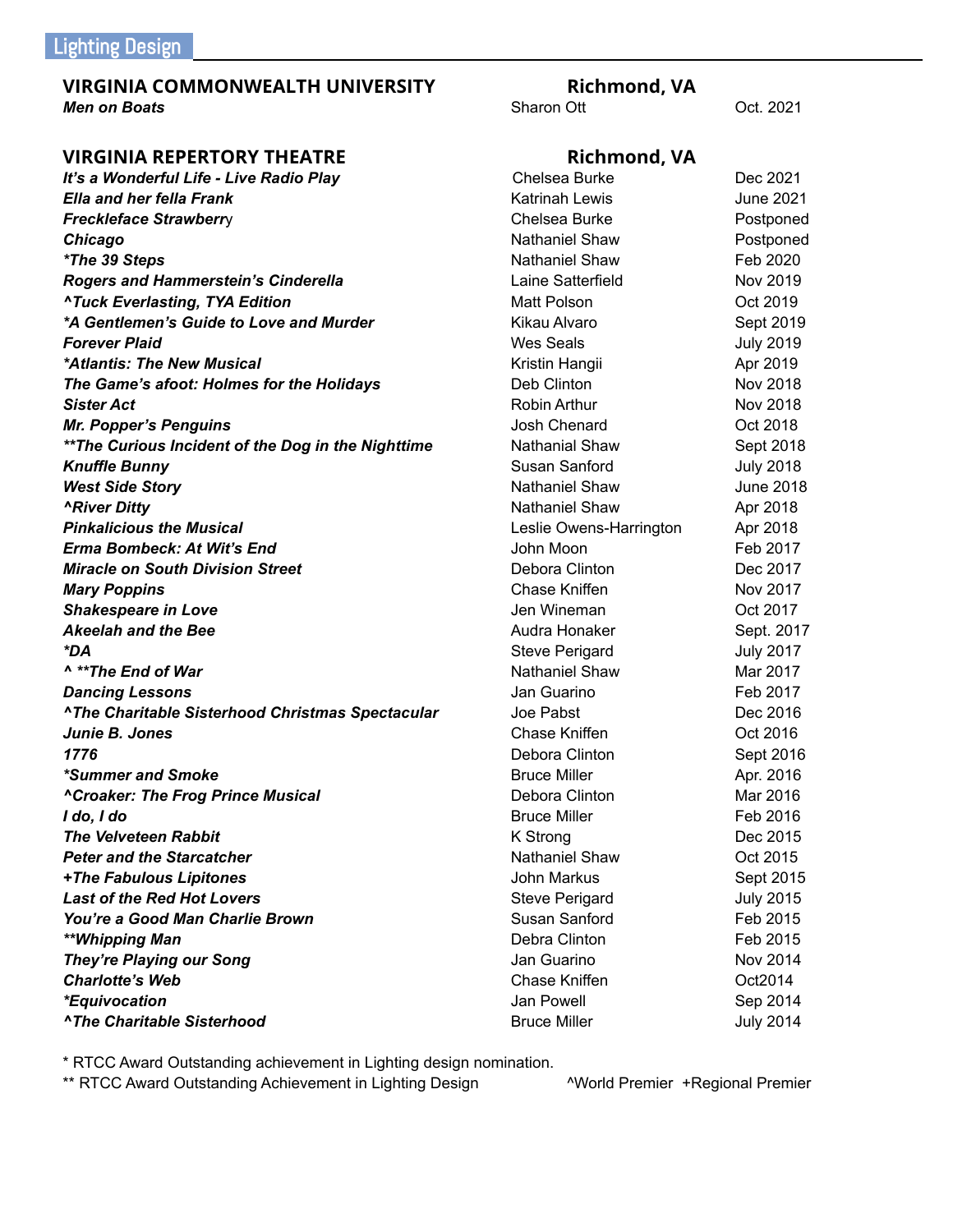## Lighting Design

| VIRGINIA COMMONWEALTH UNIVERSITY | Richmond, VA | |
|---|---|---|
| ***Men on Boats*** | Sharon Ott | Oct. 2021 |

| VIRGINIA REPERTORY THEATRE | Richmond, VA | |
|---|---|---|
| ***It's a Wonderful Life - Live Radio Play*** | Chelsea Burke | Dec 2021 |
| ***Ella and her fella Frank*** | Katrinah Lewis | June 2021 |
| ***Freckleface Strawberry*** | Chelsea Burke | Postponed |
| ***Chicago*** | Nathaniel Shaw | Postponed |
| ***\*The 39 Steps*** | Nathaniel Shaw | Feb 2020 |
| ***Rogers and Hammerstein's Cinderella*** | Laine Satterfield | Nov 2019 |
| ***^Tuck Everlasting, TYA Edition*** | Matt Polson | Oct 2019 |
| ***\*A Gentlemen's Guide to Love and Murder*** | Kikau Alvaro | Sept 2019 |
| ***Forever Plaid*** | Wes Seals | July 2019 |
| ***\*Atlantis: The New Musical*** | Kristin Hangii | Apr 2019 |
| ***The Game's afoot: Holmes for the Holidays*** | Deb Clinton | Nov 2018 |
| ***Sister Act*** | Robin Arthur | Nov 2018 |
| ***Mr. Popper's Penguins*** | Josh Chenard | Oct 2018 |
| ***\*\*The Curious Incident of the Dog in the Nighttime*** | Nathanial Shaw | Sept 2018 |
| ***Knuffle Bunny*** | Susan Sanford | July 2018 |
| ***West Side Story*** | Nathaniel Shaw | June 2018 |
| ***^River Ditty*** | Nathaniel Shaw | Apr 2018 |
| ***Pinkalicious the Musical*** | Leslie Owens-Harrington | Apr 2018 |
| ***Erma Bombeck: At Wit's End*** | John Moon | Feb 2017 |
| ***Miracle on South Division Street*** | Debora Clinton | Dec 2017 |
| ***Mary Poppins*** | Chase Kniffen | Nov 2017 |
| ***Shakespeare in Love*** | Jen Wineman | Oct 2017 |
| ***Akeelah and the Bee*** | Audra Honaker | Sept. 2017 |
| ***\*DA*** | Steve Perigard | July 2017 |
| ***^ \*\*The End of War*** | Nathaniel Shaw | Mar 2017 |
| ***Dancing Lessons*** | Jan Guarino | Feb 2017 |
| ***^The Charitable Sisterhood Christmas Spectacular*** | Joe Pabst | Dec 2016 |
| ***Junie B. Jones*** | Chase Kniffen | Oct 2016 |
| ***1776*** | Debora Clinton | Sept 2016 |
| ***\*Summer and Smoke*** | Bruce Miller | Apr. 2016 |
| ***^Croaker: The Frog Prince Musical*** | Debora Clinton | Mar 2016 |
| ***I do, I do*** | Bruce Miller | Feb 2016 |
| ***The Velveteen Rabbit*** | K Strong | Dec 2015 |
| ***Peter and the Starcatcher*** | Nathaniel Shaw | Oct 2015 |
| ***+The Fabulous Lipitones*** | John Markus | Sept 2015 |
| ***Last of the Red Hot Lovers*** | Steve Perigard | July 2015 |
| ***You're a Good Man Charlie Brown*** | Susan Sanford | Feb 2015 |
| ***\*\*Whipping Man*** | Debra Clinton | Feb 2015 |
| ***They're Playing our Song*** | Jan Guarino | Nov 2014 |
| ***Charlotte's Web*** | Chase Kniffen | Oct2014 |
| ***\*Equivocation*** | Jan Powell | Sep 2014 |
| ***^The Charitable Sisterhood*** | Bruce Miller | July 2014 |

\* RTCC Award Outstanding achievement in Lighting design nomination.
\*\* RTCC Award Outstanding Achievement in Lighting Design ^World Premier +Regional Premier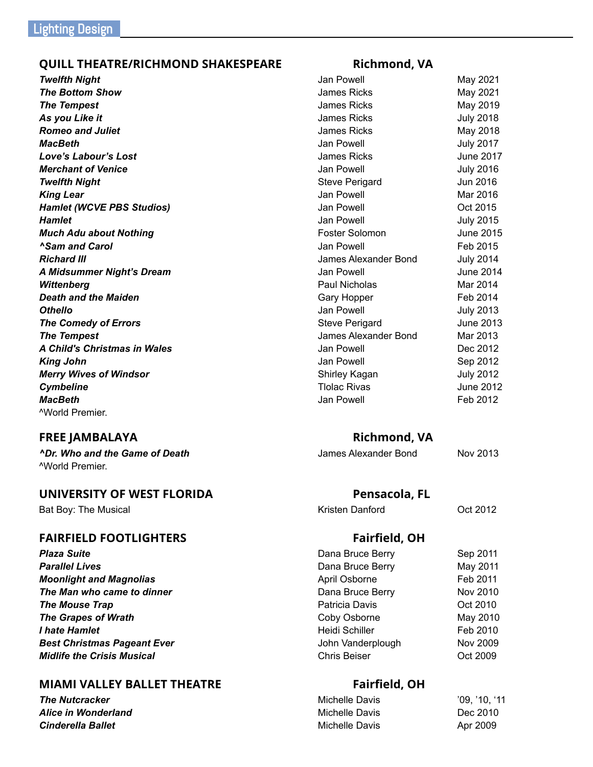## Lighting Design

### QUILL THEATRE/RICHMOND SHAKESPEARE — Richmond, VA

| | | |
|---|---|---|
| ***Twelfth Night*** | Jan Powell | May 2021 |
| ***The Bottom Show*** | James Ricks | May 2021 |
| ***The Tempest*** | James Ricks | May 2019 |
| ***As you Like it*** | James Ricks | July 2018 |
| ***Romeo and Juliet*** | James Ricks | May 2018 |
| ***MacBeth*** | Jan Powell | July 2017 |
| ***Love's Labour's Lost*** | James Ricks | June 2017 |
| ***Merchant of Venice*** | Jan Powell | July 2016 |
| ***Twelfth Night*** | Steve Perigard | Jun 2016 |
| ***King Lear*** | Jan Powell | Mar 2016 |
| ***Hamlet (WCVE PBS Studios)*** | Jan Powell | Oct 2015 |
| ***Hamlet*** | Jan Powell | July 2015 |
| ***Much Adu about Nothing*** | Foster Solomon | June 2015 |
| ***^Sam and Carol*** | Jan Powell | Feb 2015 |
| ***Richard III*** | James Alexander Bond | July 2014 |
| ***A Midsummer Night's Dream*** | Jan Powell | June 2014 |
| ***Wittenberg*** | Paul Nicholas | Mar 2014 |
| ***Death and the Maiden*** | Gary Hopper | Feb 2014 |
| ***Othello*** | Jan Powell | July 2013 |
| ***The Comedy of Errors*** | Steve Perigard | June 2013 |
| ***The Tempest*** | James Alexander Bond | Mar 2013 |
| ***A Child's Christmas in Wales*** | Jan Powell | Dec 2012 |
| ***King John*** | Jan Powell | Sep 2012 |
| ***Merry Wives of Windsor*** | Shirley Kagan | July 2012 |
| ***Cymbeline*** | Tlolac Rivas | June 2012 |
| ***MacBeth*** | Jan Powell | Feb 2012 |

^World Premier.

### FREE JAMBALAYA — Richmond, VA

| | | |
|---|---|---|
| ***^Dr. Who and the Game of Death*** | James Alexander Bond | Nov 2013 |

^World Premier.

### UNIVERSITY OF WEST FLORIDA — Pensacola, FL

| | | |
|---|---|---|
| Bat Boy: The Musical | Kristen Danford | Oct 2012 |

### FAIRFIELD FOOTLIGHTERS — Fairfield, OH

| | | |
|---|---|---|
| ***Plaza Suite*** | Dana Bruce Berry | Sep 2011 |
| ***Parallel Lives*** | Dana Bruce Berry | May 2011 |
| ***Moonlight and Magnolias*** | April Osborne | Feb 2011 |
| ***The Man who came to dinner*** | Dana Bruce Berry | Nov 2010 |
| ***The Mouse Trap*** | Patricia Davis | Oct 2010 |
| ***The Grapes of Wrath*** | Coby Osborne | May 2010 |
| ***I hate Hamlet*** | Heidi Schiller | Feb 2010 |
| ***Best Christmas Pageant Ever*** | John Vanderplough | Nov 2009 |
| ***Midlife the Crisis Musical*** | Chris Beiser | Oct 2009 |

### MIAMI VALLEY BALLET THEATRE — Fairfield, OH

| | | |
|---|---|---|
| ***The Nutcracker*** | Michelle Davis | '09, '10, '11 |
| ***Alice in Wonderland*** | Michelle Davis | Dec 2010 |
| ***Cinderella Ballet*** | Michelle Davis | Apr 2009 |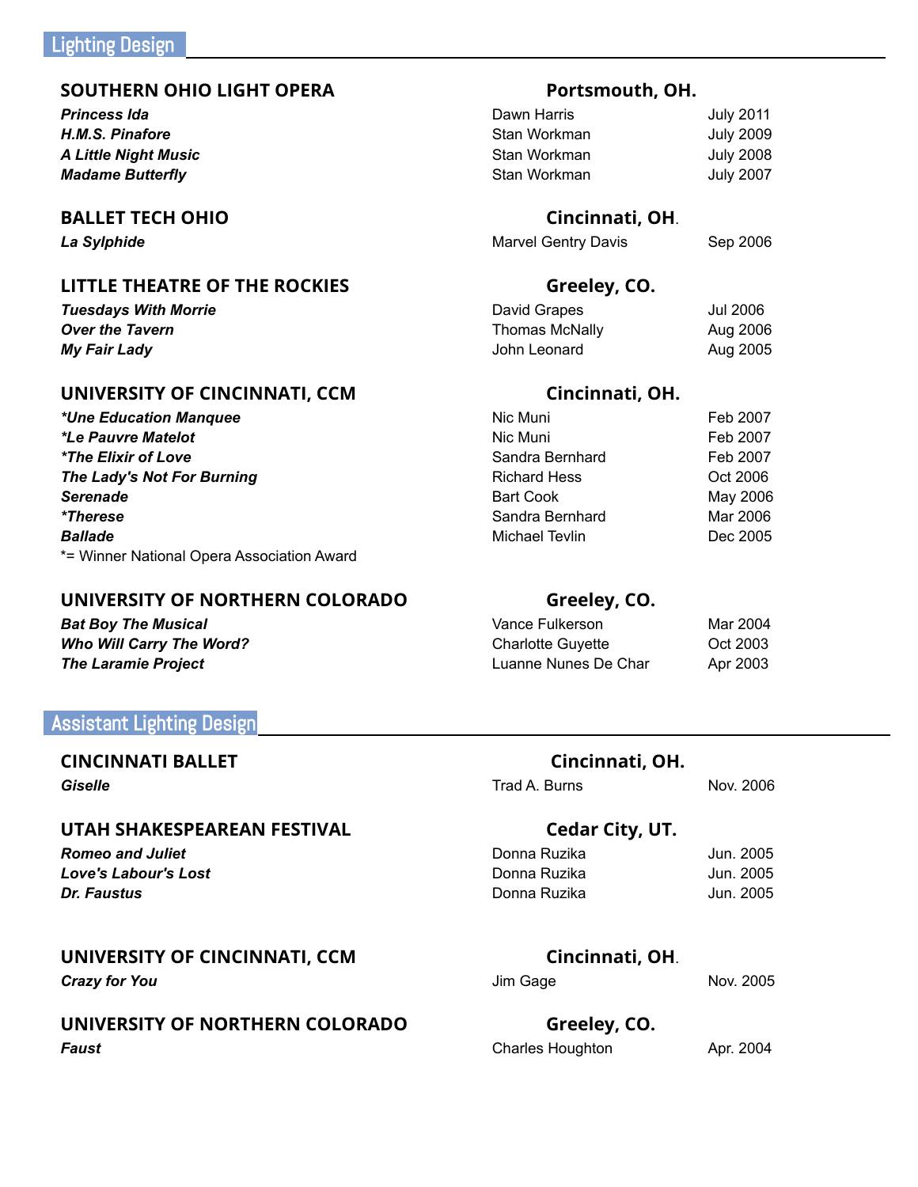## Lighting Design

### SOUTHERN OHIO LIGHT OPERA — Portsmouth, OH.

| | | |
|---|---|---|
| ***Princess Ida*** | Dawn Harris | July 2011 |
| ***H.M.S. Pinafore*** | Stan Workman | July 2009 |
| ***A Little Night Music*** | Stan Workman | July 2008 |
| ***Madame Butterfly*** | Stan Workman | July 2007 |

### BALLET TECH OHIO — Cincinnati, OH.

| | | |
|---|---|---|
| ***La Sylphide*** | Marvel Gentry Davis | Sep 2006 |

### LITTLE THEATRE OF THE ROCKIES — Greeley, CO.

| | | |
|---|---|---|
| ***Tuesdays With Morrie*** | David Grapes | Jul 2006 |
| ***Over the Tavern*** | Thomas McNally | Aug 2006 |
| ***My Fair Lady*** | John Leonard | Aug 2005 |

### UNIVERSITY OF CINCINNATI, CCM — Cincinnati, OH.

| | | |
|---|---|---|
| ***\*Une Education Manquee*** | Nic Muni | Feb 2007 |
| ***\*Le Pauvre Matelot*** | Nic Muni | Feb 2007 |
| ***\*The Elixir of Love*** | Sandra Bernhard | Feb 2007 |
| ***The Lady's Not For Burning*** | Richard Hess | Oct 2006 |
| ***Serenade*** | Bart Cook | May 2006 |
| ***\*Therese*** | Sandra Bernhard | Mar 2006 |
| ***Ballade*** | Michael Tevlin | Dec 2005 |

*= Winner National Opera Association Award

### UNIVERSITY OF NORTHERN COLORADO — Greeley, CO.

| | | |
|---|---|---|
| ***Bat Boy The Musical*** | Vance Fulkerson | Mar 2004 |
| ***Who Will Carry The Word?*** | Charlotte Guyette | Oct 2003 |
| ***The Laramie Project*** | Luanne Nunes De Char | Apr 2003 |

## Assistant Lighting Design

### CINCINNATI BALLET — Cincinnati, OH.

| | | |
|---|---|---|
| ***Giselle*** | Trad A. Burns | Nov. 2006 |

### UTAH SHAKESPEAREAN FESTIVAL — Cedar City, UT.

| | | |
|---|---|---|
| ***Romeo and Juliet*** | Donna Ruzika | Jun. 2005 |
| ***Love's Labour's Lost*** | Donna Ruzika | Jun. 2005 |
| ***Dr. Faustus*** | Donna Ruzika | Jun. 2005 |

### UNIVERSITY OF CINCINNATI, CCM — Cincinnati, OH.

| | | |
|---|---|---|
| ***Crazy for You*** | Jim Gage | Nov. 2005 |

### UNIVERSITY OF NORTHERN COLORADO — Greeley, CO.

| | | |
|---|---|---|
| ***Faust*** | Charles Houghton | Apr. 2004 |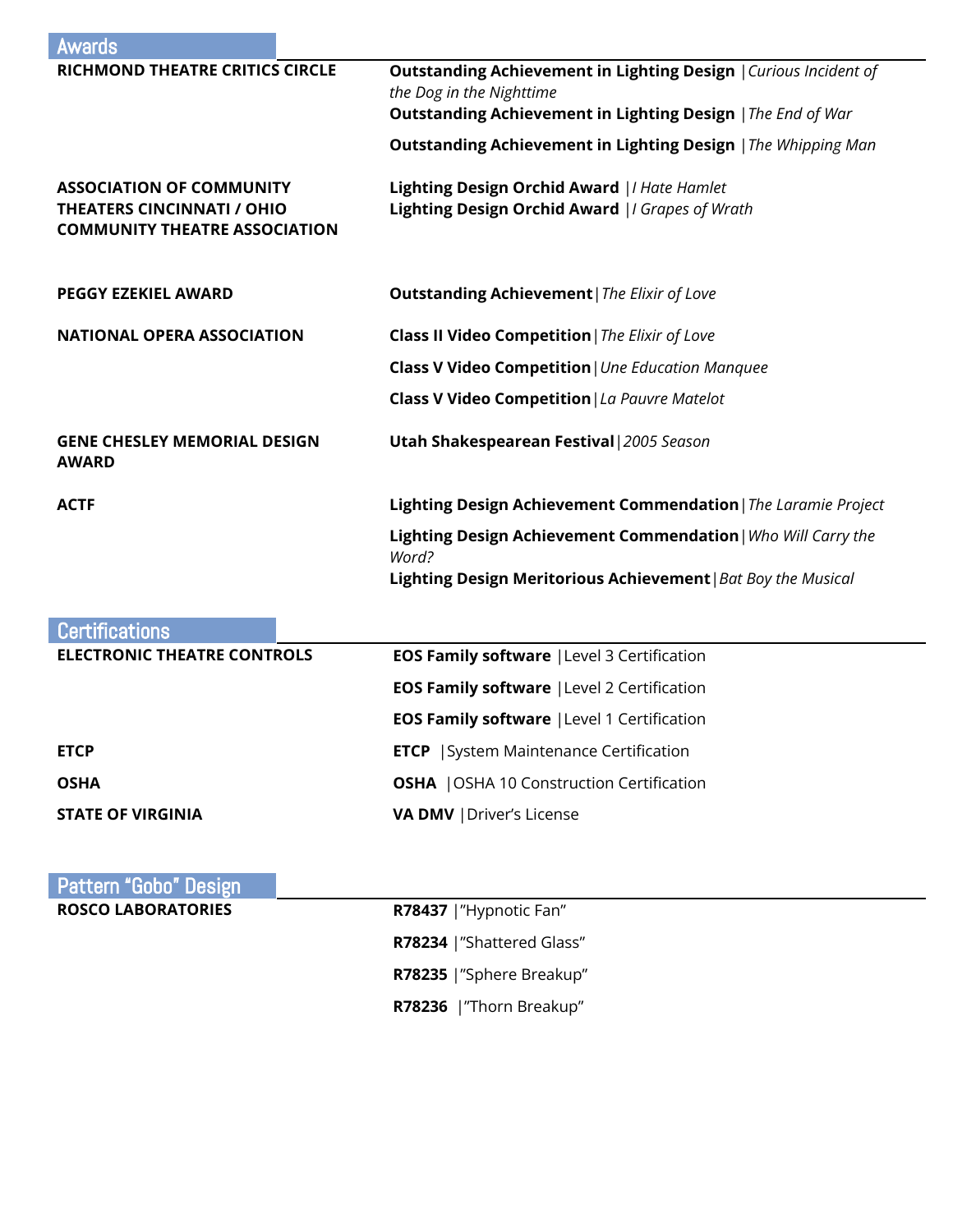## Awards

**RICHMOND THEATRE CRITICS CIRCLE**

**Outstanding Achievement in Lighting Design** | *Curious Incident of the Dog in the Nighttime*
**Outstanding Achievement in Lighting Design** | *The End of War*
**Outstanding Achievement in Lighting Design** | *The Whipping Man*

**ASSOCIATION OF COMMUNITY THEATERS CINCINNATI / OHIO COMMUNITY THEATRE ASSOCIATION**

**Lighting Design Orchid Award** | *I Hate Hamlet*
**Lighting Design Orchid Award** | *I Grapes of Wrath*

**PEGGY EZEKIEL AWARD**

**Outstanding Achievement** | *The Elixir of Love*

**NATIONAL OPERA ASSOCIATION**

**Class II Video Competition** | *The Elixir of Love*
**Class V Video Competition** | *Une Education Manquee*
**Class V Video Competition** | *La Pauvre Matelot*

**GENE CHESLEY MEMORIAL DESIGN AWARD**

**Utah Shakespearean Festival** | *2005 Season*

**ACTF**

**Lighting Design Achievement Commendation** | *The Laramie Project*
**Lighting Design Achievement Commendation** | *Who Will Carry the Word?*
**Lighting Design Meritorious Achievement** | *Bat Boy the Musical*

## Certifications

**ELECTRONIC THEATRE CONTROLS**

**EOS Family software** | Level 3 Certification
**EOS Family software** | Level 2 Certification
**EOS Family software** | Level 1 Certification

**ETCP**

**ETCP** | System Maintenance Certification

**OSHA**

**OSHA** | OSHA 10 Construction Certification

**STATE OF VIRGINIA**

**VA DMV** | Driver's License

## Pattern "Gobo" Design

**ROSCO LABORATORIES**

**R78437** | "Hypnotic Fan"
**R78234** | "Shattered Glass"
**R78235** | "Sphere Breakup"
**R78236** | "Thorn Breakup"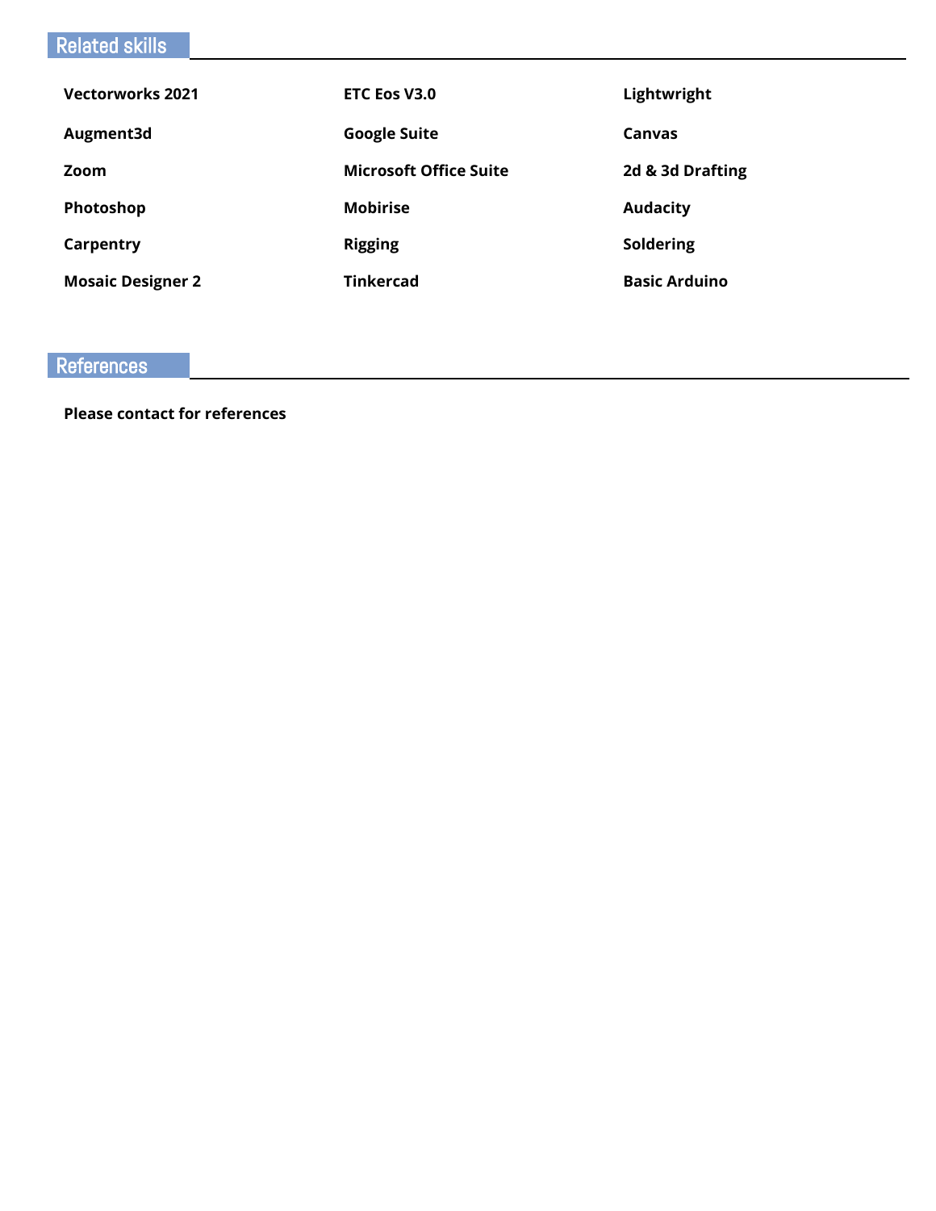## Related skills

| | | |
|---|---|---|
| **Vectorworks 2021** | **ETC Eos V3.0** | **Lightwright** |
| **Augment3d** | **Google Suite** | **Canvas** |
| **Zoom** | **Microsoft Office Suite** | **2d & 3d Drafting** |
| **Photoshop** | **Mobirise** | **Audacity** |
| **Carpentry** | **Rigging** | **Soldering** |
| **Mosaic Designer 2** | **Tinkercad** | **Basic Arduino** |

## References

**Please contact for references**